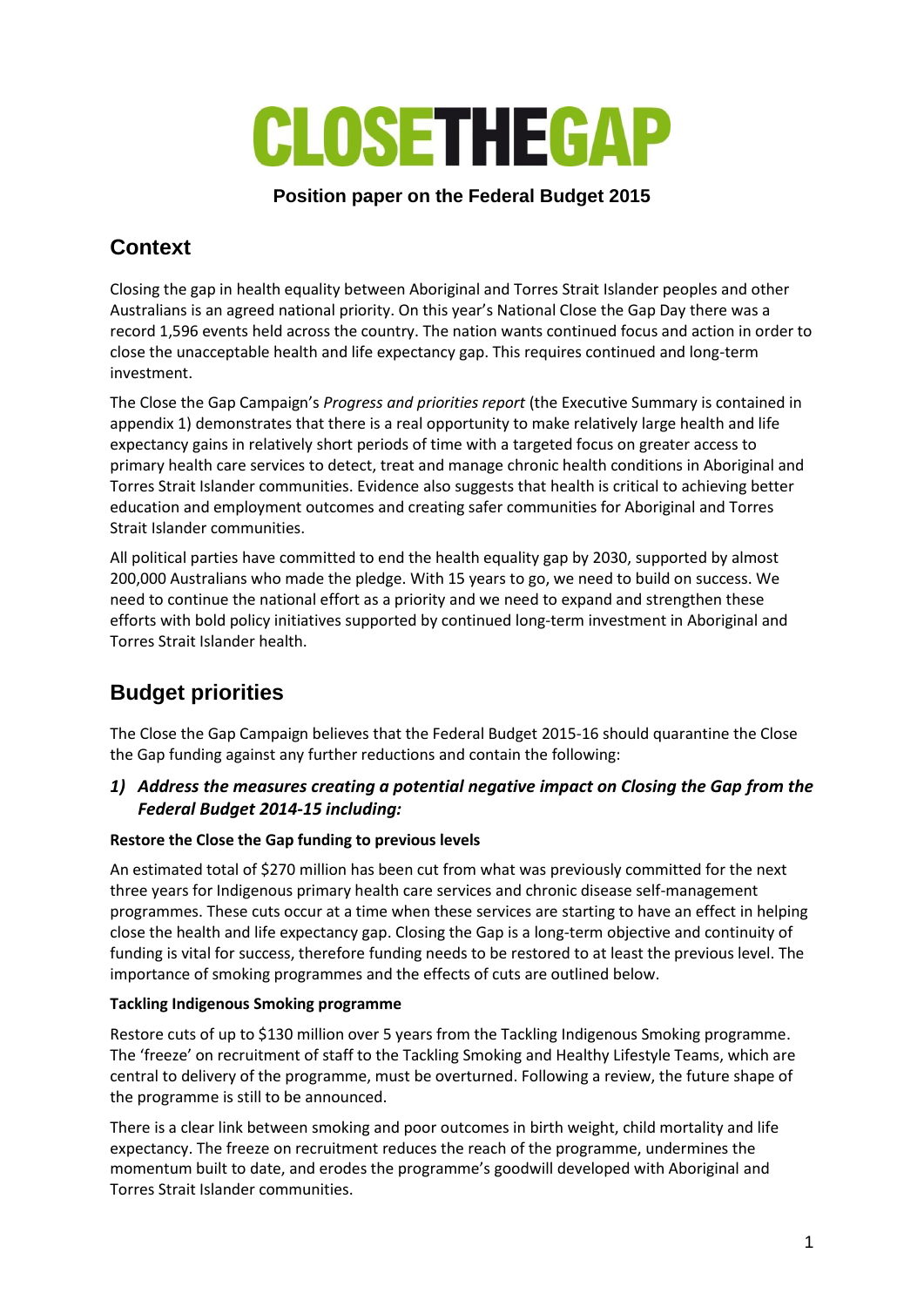# CLOSETHEGAP

**Position paper on the Federal Budget 2015**

## Context

Closing the gap in health equality between Aboriginal and Torres Strait Islander peoples and other Australians is an agreed national priority. On this year's National Close the Gap Day there was a record 1,596 events held across the country. The nation wants continued focus and action in order to close the unacceptable health and life expectancy gap. This requires continued and long-term investment.

The Close the Gap Campaign's *Progress and priorities report* (the Executive Summary is contained in appendix 1) demonstrates that there is a real opportunity to make relatively large health and life expectancy gains in relatively short periods of time with a targeted focus on greater access to primary health care services to detect, treat and manage chronic health conditions in Aboriginal and Torres Strait Islander communities. Evidence also suggests that health is critical to achieving better education and employment outcomes and creating safer communities for Aboriginal and Torres Strait Islander communities.

All political parties have committed to end the health equality gap by 2030, supported by almost 200,000 Australians who made the pledge. With 15 years to go, we need to build on success. We need to continue the national effort as a priority and we need to expand and strengthen these efforts with bold policy initiatives supported by continued long-term investment in Aboriginal and Torres Strait Islander health.

## Budget priorities

The Close the Gap Campaign believes that the Federal Budget 2015-16 should quarantine the Close the Gap funding against any further reductions and contain the following:

### *1) Address the measures creating a potential negative impact on Closing the Gap from the Federal Budget 2014-15 including:*

**Restore the Close the Gap funding to previous levels**

An estimated total of $270 million has been cut from what was previously committed for the next three years for Indigenous primary health care services and chronic disease self-management programmes. These cuts occur at a time when these services are starting to have an effect in helping close the health and life expectancy gap. Closing the Gap is a long-term objective and continuity of funding is vital for success, therefore funding needs to be restored to at least the previous level. The importance of smoking programmes and the effects of cuts are outlined below.

**Tackling Indigenous Smoking programme**

Restore cuts of up to $130 million over 5 years from the Tackling Indigenous Smoking programme. The 'freeze' on recruitment of staff to the Tackling Smoking and Healthy Lifestyle Teams, which are central to delivery of the programme, must be overturned. Following a review, the future shape of the programme is still to be announced.

There is a clear link between smoking and poor outcomes in birth weight, child mortality and life expectancy. The freeze on recruitment reduces the reach of the programme, undermines the momentum built to date, and erodes the programme's goodwill developed with Aboriginal and Torres Strait Islander communities.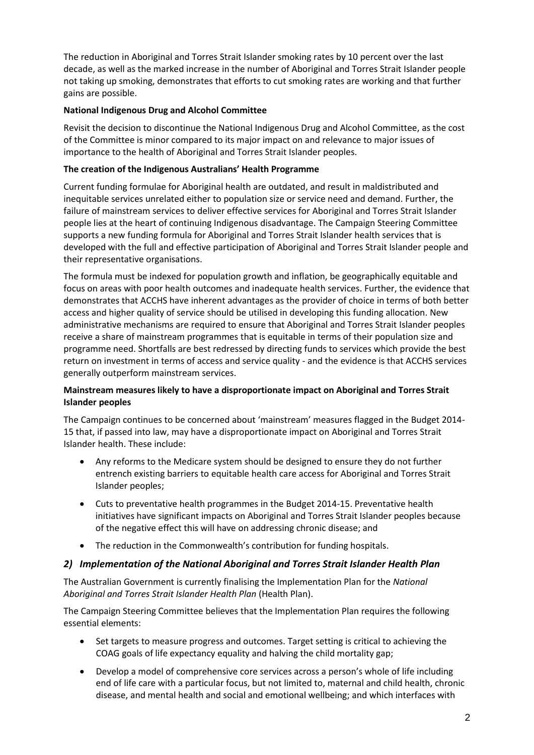The reduction in Aboriginal and Torres Strait Islander smoking rates by 10 percent over the last decade, as well as the marked increase in the number of Aboriginal and Torres Strait Islander people not taking up smoking, demonstrates that efforts to cut smoking rates are working and that further gains are possible.

**National Indigenous Drug and Alcohol Committee**

Revisit the decision to discontinue the National Indigenous Drug and Alcohol Committee, as the cost of the Committee is minor compared to its major impact on and relevance to major issues of importance to the health of Aboriginal and Torres Strait Islander peoples.

**The creation of the Indigenous Australians' Health Programme**

Current funding formulae for Aboriginal health are outdated, and result in maldistributed and inequitable services unrelated either to population size or service need and demand. Further, the failure of mainstream services to deliver effective services for Aboriginal and Torres Strait Islander people lies at the heart of continuing Indigenous disadvantage. The Campaign Steering Committee supports a new funding formula for Aboriginal and Torres Strait Islander health services that is developed with the full and effective participation of Aboriginal and Torres Strait Islander people and their representative organisations.

The formula must be indexed for population growth and inflation, be geographically equitable and focus on areas with poor health outcomes and inadequate health services. Further, the evidence that demonstrates that ACCHS have inherent advantages as the provider of choice in terms of both better access and higher quality of service should be utilised in developing this funding allocation. New administrative mechanisms are required to ensure that Aboriginal and Torres Strait Islander peoples receive a share of mainstream programmes that is equitable in terms of their population size and programme need. Shortfalls are best redressed by directing funds to services which provide the best return on investment in terms of access and service quality - and the evidence is that ACCHS services generally outperform mainstream services.

**Mainstream measures likely to have a disproportionate impact on Aboriginal and Torres Strait Islander peoples**

The Campaign continues to be concerned about 'mainstream' measures flagged in the Budget 2014-15 that, if passed into law, may have a disproportionate impact on Aboriginal and Torres Strait Islander health. These include:

- Any reforms to the Medicare system should be designed to ensure they do not further entrench existing barriers to equitable health care access for Aboriginal and Torres Strait Islander peoples;
- Cuts to preventative health programmes in the Budget 2014-15. Preventative health initiatives have significant impacts on Aboriginal and Torres Strait Islander peoples because of the negative effect this will have on addressing chronic disease; and
- The reduction in the Commonwealth's contribution for funding hospitals.

## *2) Implementation of the National Aboriginal and Torres Strait Islander Health Plan*

The Australian Government is currently finalising the Implementation Plan for the *National Aboriginal and Torres Strait Islander Health Plan* (Health Plan).

The Campaign Steering Committee believes that the Implementation Plan requires the following essential elements:

- Set targets to measure progress and outcomes. Target setting is critical to achieving the COAG goals of life expectancy equality and halving the child mortality gap;
- Develop a model of comprehensive core services across a person's whole of life including end of life care with a particular focus, but not limited to, maternal and child health, chronic disease, and mental health and social and emotional wellbeing; and which interfaces with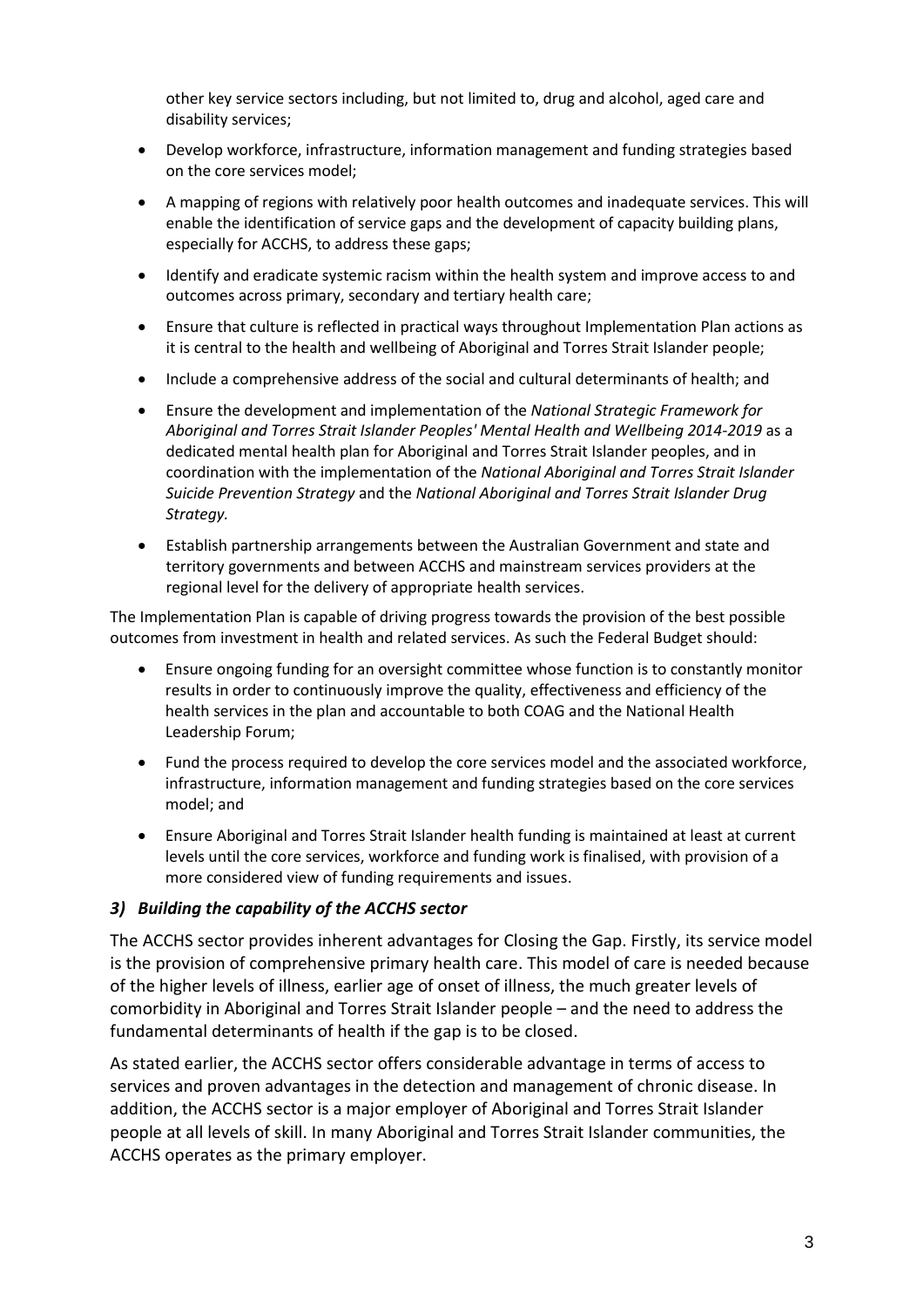other key service sectors including, but not limited to, drug and alcohol, aged care and disability services;

- Develop workforce, infrastructure, information management and funding strategies based on the core services model;
- A mapping of regions with relatively poor health outcomes and inadequate services. This will enable the identification of service gaps and the development of capacity building plans, especially for ACCHS, to address these gaps;
- Identify and eradicate systemic racism within the health system and improve access to and outcomes across primary, secondary and tertiary health care;
- Ensure that culture is reflected in practical ways throughout Implementation Plan actions as it is central to the health and wellbeing of Aboriginal and Torres Strait Islander people;
- Include a comprehensive address of the social and cultural determinants of health; and
- Ensure the development and implementation of the *National Strategic Framework for Aboriginal and Torres Strait Islander Peoples' Mental Health and Wellbeing 2014-2019* as a dedicated mental health plan for Aboriginal and Torres Strait Islander peoples, and in coordination with the implementation of the *National Aboriginal and Torres Strait Islander Suicide Prevention Strategy* and the *National Aboriginal and Torres Strait Islander Drug Strategy.*
- Establish partnership arrangements between the Australian Government and state and territory governments and between ACCHS and mainstream services providers at the regional level for the delivery of appropriate health services.

The Implementation Plan is capable of driving progress towards the provision of the best possible outcomes from investment in health and related services. As such the Federal Budget should:

- Ensure ongoing funding for an oversight committee whose function is to constantly monitor results in order to continuously improve the quality, effectiveness and efficiency of the health services in the plan and accountable to both COAG and the National Health Leadership Forum;
- Fund the process required to develop the core services model and the associated workforce, infrastructure, information management and funding strategies based on the core services model; and
- Ensure Aboriginal and Torres Strait Islander health funding is maintained at least at current levels until the core services, workforce and funding work is finalised, with provision of a more considered view of funding requirements and issues.

### *3) Building the capability of the ACCHS sector*

The ACCHS sector provides inherent advantages for Closing the Gap. Firstly, its service model is the provision of comprehensive primary health care. This model of care is needed because of the higher levels of illness, earlier age of onset of illness, the much greater levels of comorbidity in Aboriginal and Torres Strait Islander people – and the need to address the fundamental determinants of health if the gap is to be closed.

As stated earlier, the ACCHS sector offers considerable advantage in terms of access to services and proven advantages in the detection and management of chronic disease. In addition, the ACCHS sector is a major employer of Aboriginal and Torres Strait Islander people at all levels of skill. In many Aboriginal and Torres Strait Islander communities, the ACCHS operates as the primary employer.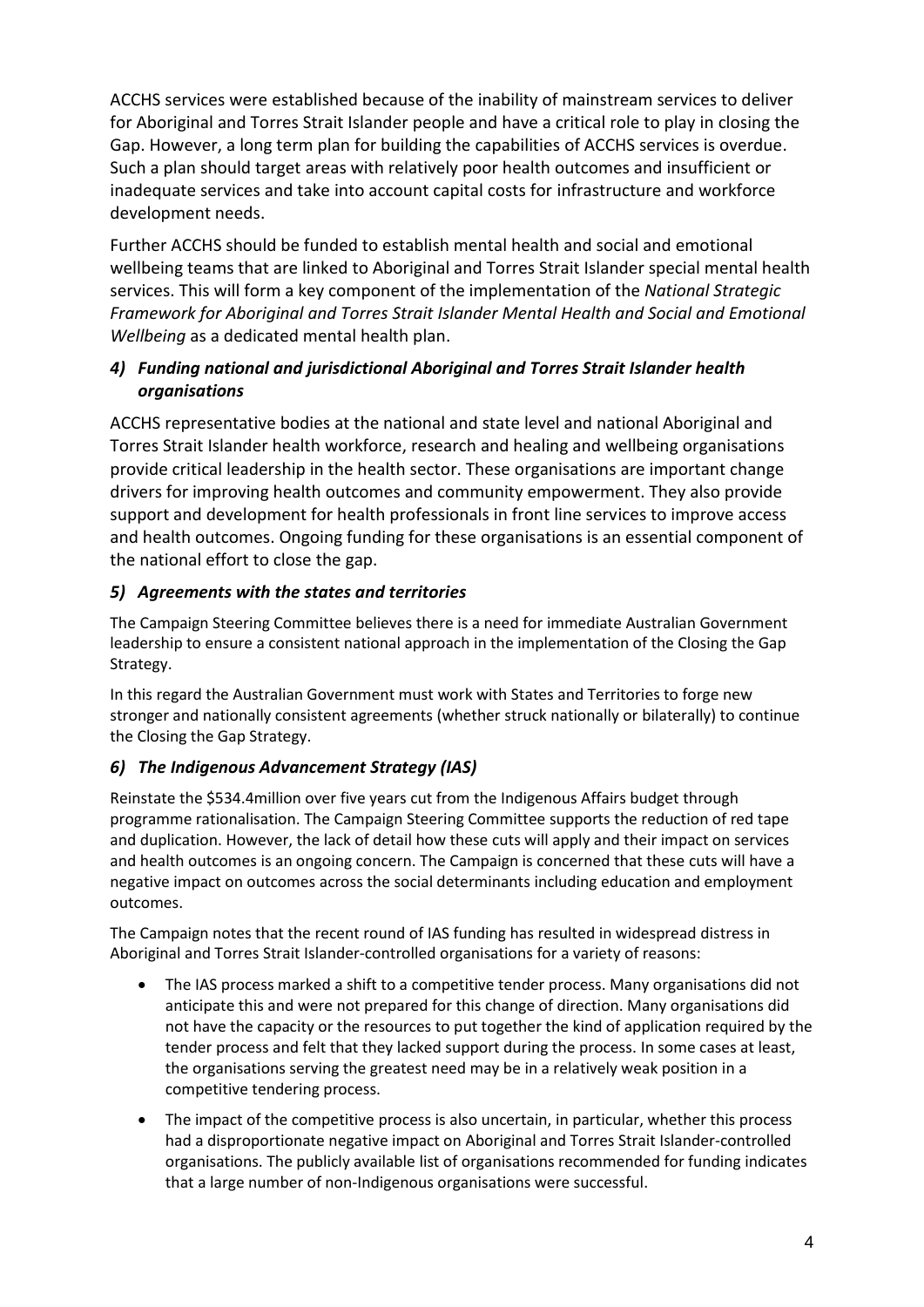ACCHS services were established because of the inability of mainstream services to deliver for Aboriginal and Torres Strait Islander people and have a critical role to play in closing the Gap. However, a long term plan for building the capabilities of ACCHS services is overdue. Such a plan should target areas with relatively poor health outcomes and insufficient or inadequate services and take into account capital costs for infrastructure and workforce development needs.

Further ACCHS should be funded to establish mental health and social and emotional wellbeing teams that are linked to Aboriginal and Torres Strait Islander special mental health services. This will form a key component of the implementation of the *National Strategic Framework for Aboriginal and Torres Strait Islander Mental Health and Social and Emotional Wellbeing* as a dedicated mental health plan.

### *4) Funding national and jurisdictional Aboriginal and Torres Strait Islander health organisations*

ACCHS representative bodies at the national and state level and national Aboriginal and Torres Strait Islander health workforce, research and healing and wellbeing organisations provide critical leadership in the health sector. These organisations are important change drivers for improving health outcomes and community empowerment. They also provide support and development for health professionals in front line services to improve access and health outcomes. Ongoing funding for these organisations is an essential component of the national effort to close the gap.

### *5) Agreements with the states and territories*

The Campaign Steering Committee believes there is a need for immediate Australian Government leadership to ensure a consistent national approach in the implementation of the Closing the Gap Strategy.

In this regard the Australian Government must work with States and Territories to forge new stronger and nationally consistent agreements (whether struck nationally or bilaterally) to continue the Closing the Gap Strategy.

### *6) The Indigenous Advancement Strategy (IAS)*

Reinstate the \$534.4million over five years cut from the Indigenous Affairs budget through programme rationalisation. The Campaign Steering Committee supports the reduction of red tape and duplication. However, the lack of detail how these cuts will apply and their impact on services and health outcomes is an ongoing concern. The Campaign is concerned that these cuts will have a negative impact on outcomes across the social determinants including education and employment outcomes.

The Campaign notes that the recent round of IAS funding has resulted in widespread distress in Aboriginal and Torres Strait Islander-controlled organisations for a variety of reasons:

- The IAS process marked a shift to a competitive tender process. Many organisations did not anticipate this and were not prepared for this change of direction. Many organisations did not have the capacity or the resources to put together the kind of application required by the tender process and felt that they lacked support during the process. In some cases at least, the organisations serving the greatest need may be in a relatively weak position in a competitive tendering process.
- The impact of the competitive process is also uncertain, in particular, whether this process had a disproportionate negative impact on Aboriginal and Torres Strait Islander-controlled organisations. The publicly available list of organisations recommended for funding indicates that a large number of non-Indigenous organisations were successful.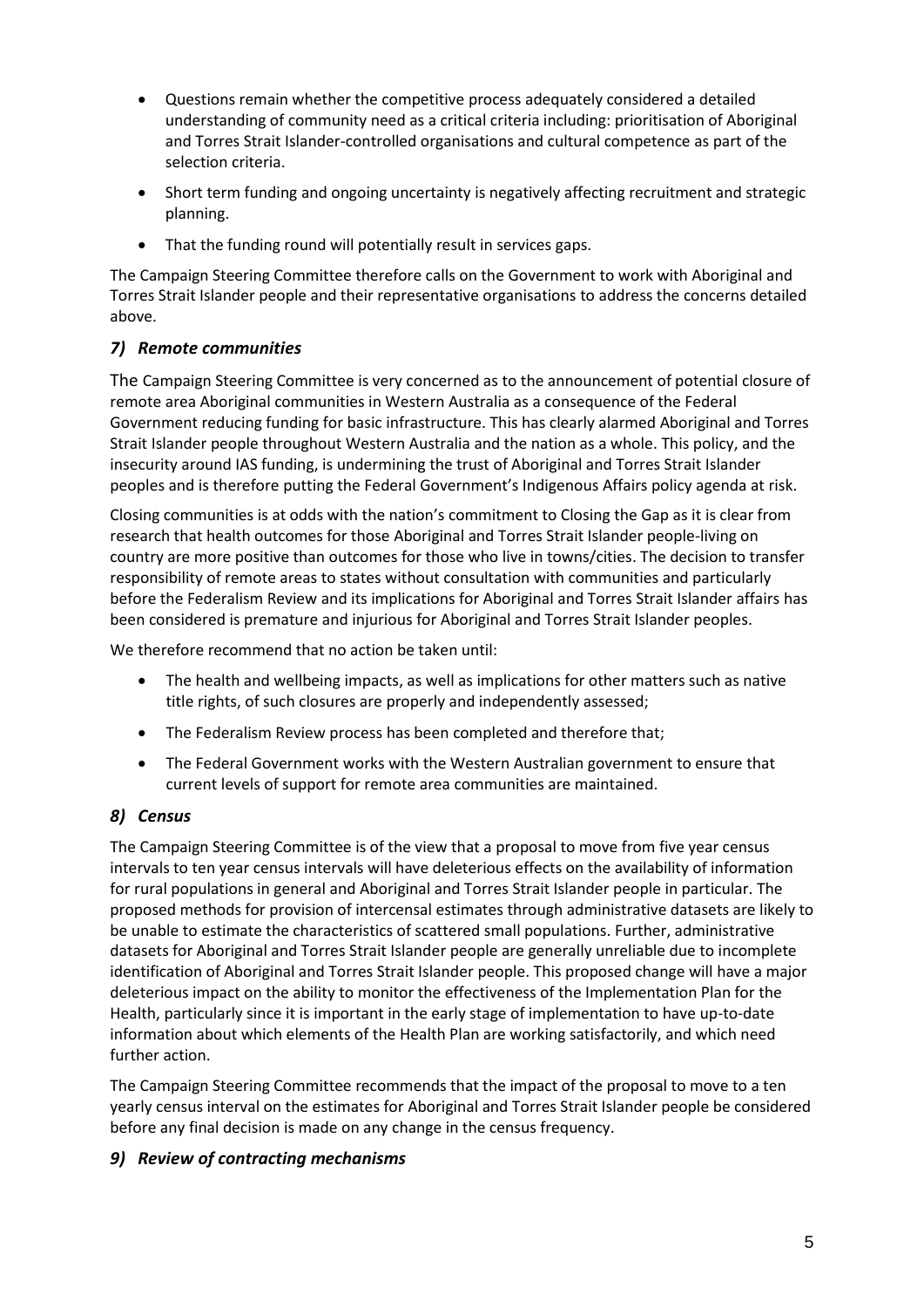- Questions remain whether the competitive process adequately considered a detailed understanding of community need as a critical criteria including: prioritisation of Aboriginal and Torres Strait Islander-controlled organisations and cultural competence as part of the selection criteria.
- Short term funding and ongoing uncertainty is negatively affecting recruitment and strategic planning.
- That the funding round will potentially result in services gaps.

The Campaign Steering Committee therefore calls on the Government to work with Aboriginal and Torres Strait Islander people and their representative organisations to address the concerns detailed above.

### *7) Remote communities*

The Campaign Steering Committee is very concerned as to the announcement of potential closure of remote area Aboriginal communities in Western Australia as a consequence of the Federal Government reducing funding for basic infrastructure. This has clearly alarmed Aboriginal and Torres Strait Islander people throughout Western Australia and the nation as a whole. This policy, and the insecurity around IAS funding, is undermining the trust of Aboriginal and Torres Strait Islander peoples and is therefore putting the Federal Government's Indigenous Affairs policy agenda at risk.

Closing communities is at odds with the nation's commitment to Closing the Gap as it is clear from research that health outcomes for those Aboriginal and Torres Strait Islander people-living on country are more positive than outcomes for those who live in towns/cities. The decision to transfer responsibility of remote areas to states without consultation with communities and particularly before the Federalism Review and its implications for Aboriginal and Torres Strait Islander affairs has been considered is premature and injurious for Aboriginal and Torres Strait Islander peoples.

We therefore recommend that no action be taken until:

- The health and wellbeing impacts, as well as implications for other matters such as native title rights, of such closures are properly and independently assessed;
- The Federalism Review process has been completed and therefore that;
- The Federal Government works with the Western Australian government to ensure that current levels of support for remote area communities are maintained.

### *8) Census*

The Campaign Steering Committee is of the view that a proposal to move from five year census intervals to ten year census intervals will have deleterious effects on the availability of information for rural populations in general and Aboriginal and Torres Strait Islander people in particular. The proposed methods for provision of intercensal estimates through administrative datasets are likely to be unable to estimate the characteristics of scattered small populations. Further, administrative datasets for Aboriginal and Torres Strait Islander people are generally unreliable due to incomplete identification of Aboriginal and Torres Strait Islander people. This proposed change will have a major deleterious impact on the ability to monitor the effectiveness of the Implementation Plan for the Health, particularly since it is important in the early stage of implementation to have up-to-date information about which elements of the Health Plan are working satisfactorily, and which need further action.

The Campaign Steering Committee recommends that the impact of the proposal to move to a ten yearly census interval on the estimates for Aboriginal and Torres Strait Islander people be considered before any final decision is made on any change in the census frequency.

### *9) Review of contracting mechanisms*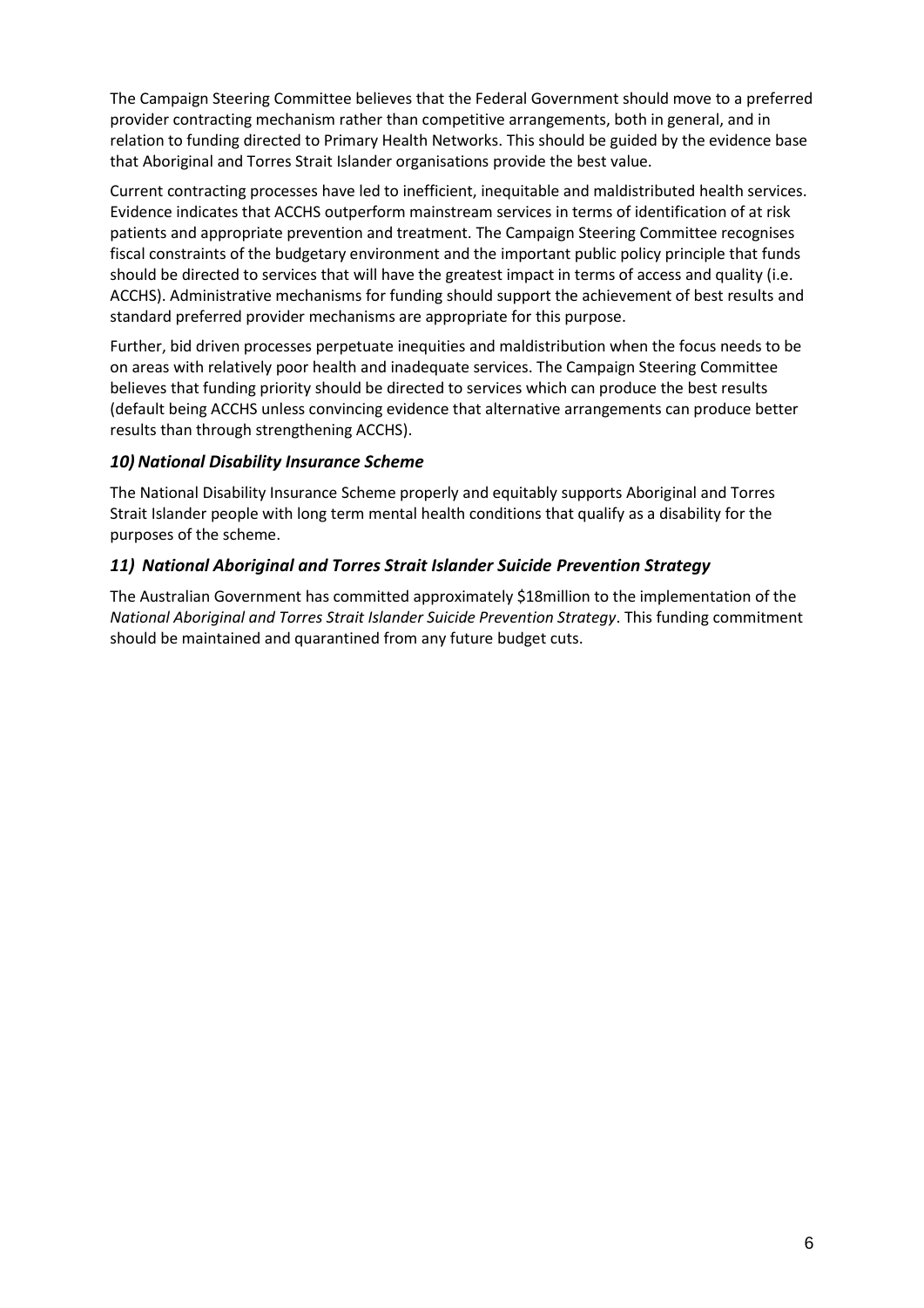The Campaign Steering Committee believes that the Federal Government should move to a preferred provider contracting mechanism rather than competitive arrangements, both in general, and in relation to funding directed to Primary Health Networks. This should be guided by the evidence base that Aboriginal and Torres Strait Islander organisations provide the best value.

Current contracting processes have led to inefficient, inequitable and maldistributed health services. Evidence indicates that ACCHS outperform mainstream services in terms of identification of at risk patients and appropriate prevention and treatment. The Campaign Steering Committee recognises fiscal constraints of the budgetary environment and the important public policy principle that funds should be directed to services that will have the greatest impact in terms of access and quality (i.e. ACCHS). Administrative mechanisms for funding should support the achievement of best results and standard preferred provider mechanisms are appropriate for this purpose.

Further, bid driven processes perpetuate inequities and maldistribution when the focus needs to be on areas with relatively poor health and inadequate services. The Campaign Steering Committee believes that funding priority should be directed to services which can produce the best results (default being ACCHS unless convincing evidence that alternative arrangements can produce better results than through strengthening ACCHS).

### *10) National Disability Insurance Scheme*

The National Disability Insurance Scheme properly and equitably supports Aboriginal and Torres Strait Islander people with long term mental health conditions that qualify as a disability for the purposes of the scheme.

### *11) National Aboriginal and Torres Strait Islander Suicide Prevention Strategy*

The Australian Government has committed approximately $18million to the implementation of the *National Aboriginal and Torres Strait Islander Suicide Prevention Strategy*. This funding commitment should be maintained and quarantined from any future budget cuts.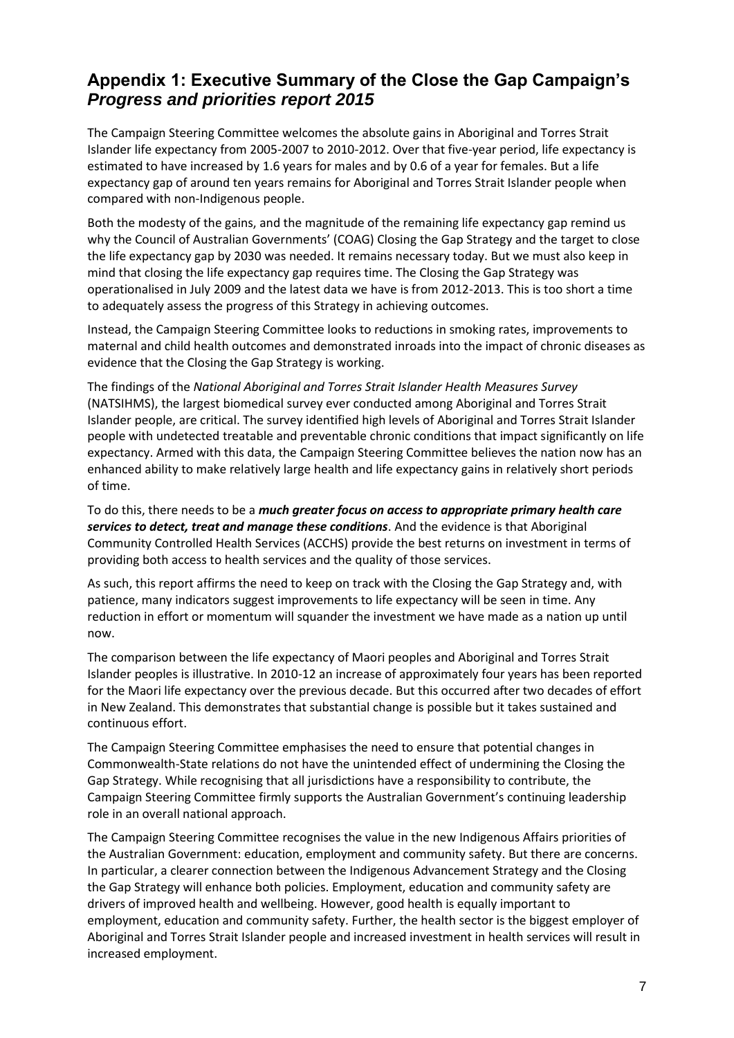## Appendix 1: Executive Summary of the Close the Gap Campaign's *Progress and priorities report 2015*

The Campaign Steering Committee welcomes the absolute gains in Aboriginal and Torres Strait Islander life expectancy from 2005-2007 to 2010-2012. Over that five-year period, life expectancy is estimated to have increased by 1.6 years for males and by 0.6 of a year for females. But a life expectancy gap of around ten years remains for Aboriginal and Torres Strait Islander people when compared with non-Indigenous people.

Both the modesty of the gains, and the magnitude of the remaining life expectancy gap remind us why the Council of Australian Governments' (COAG) Closing the Gap Strategy and the target to close the life expectancy gap by 2030 was needed. It remains necessary today. But we must also keep in mind that closing the life expectancy gap requires time. The Closing the Gap Strategy was operationalised in July 2009 and the latest data we have is from 2012-2013. This is too short a time to adequately assess the progress of this Strategy in achieving outcomes.

Instead, the Campaign Steering Committee looks to reductions in smoking rates, improvements to maternal and child health outcomes and demonstrated inroads into the impact of chronic diseases as evidence that the Closing the Gap Strategy is working.

The findings of the *National Aboriginal and Torres Strait Islander Health Measures Survey* (NATSIHMS), the largest biomedical survey ever conducted among Aboriginal and Torres Strait Islander people, are critical. The survey identified high levels of Aboriginal and Torres Strait Islander people with undetected treatable and preventable chronic conditions that impact significantly on life expectancy. Armed with this data, the Campaign Steering Committee believes the nation now has an enhanced ability to make relatively large health and life expectancy gains in relatively short periods of time.

To do this, there needs to be a ***much greater focus on access to appropriate primary health care services to detect, treat and manage these conditions***. And the evidence is that Aboriginal Community Controlled Health Services (ACCHS) provide the best returns on investment in terms of providing both access to health services and the quality of those services.

As such, this report affirms the need to keep on track with the Closing the Gap Strategy and, with patience, many indicators suggest improvements to life expectancy will be seen in time. Any reduction in effort or momentum will squander the investment we have made as a nation up until now.

The comparison between the life expectancy of Maori peoples and Aboriginal and Torres Strait Islander peoples is illustrative. In 2010-12 an increase of approximately four years has been reported for the Maori life expectancy over the previous decade. But this occurred after two decades of effort in New Zealand. This demonstrates that substantial change is possible but it takes sustained and continuous effort.

The Campaign Steering Committee emphasises the need to ensure that potential changes in Commonwealth-State relations do not have the unintended effect of undermining the Closing the Gap Strategy. While recognising that all jurisdictions have a responsibility to contribute, the Campaign Steering Committee firmly supports the Australian Government's continuing leadership role in an overall national approach.

The Campaign Steering Committee recognises the value in the new Indigenous Affairs priorities of the Australian Government: education, employment and community safety. But there are concerns. In particular, a clearer connection between the Indigenous Advancement Strategy and the Closing the Gap Strategy will enhance both policies. Employment, education and community safety are drivers of improved health and wellbeing. However, good health is equally important to employment, education and community safety. Further, the health sector is the biggest employer of Aboriginal and Torres Strait Islander people and increased investment in health services will result in increased employment.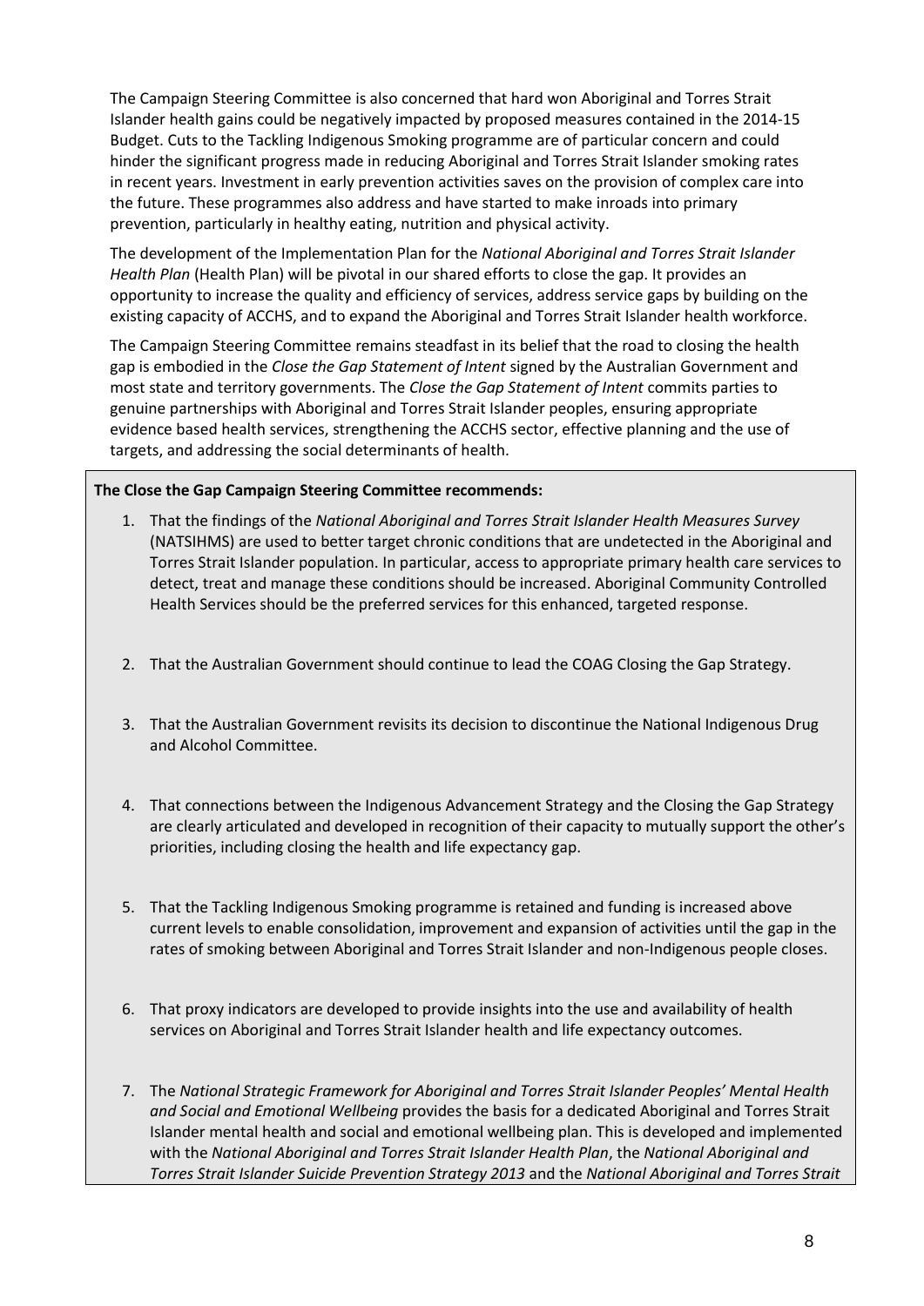The Campaign Steering Committee is also concerned that hard won Aboriginal and Torres Strait Islander health gains could be negatively impacted by proposed measures contained in the 2014-15 Budget. Cuts to the Tackling Indigenous Smoking programme are of particular concern and could hinder the significant progress made in reducing Aboriginal and Torres Strait Islander smoking rates in recent years. Investment in early prevention activities saves on the provision of complex care into the future. These programmes also address and have started to make inroads into primary prevention, particularly in healthy eating, nutrition and physical activity.

The development of the Implementation Plan for the *National Aboriginal and Torres Strait Islander Health Plan* (Health Plan) will be pivotal in our shared efforts to close the gap. It provides an opportunity to increase the quality and efficiency of services, address service gaps by building on the existing capacity of ACCHS, and to expand the Aboriginal and Torres Strait Islander health workforce.

The Campaign Steering Committee remains steadfast in its belief that the road to closing the health gap is embodied in the *Close the Gap Statement of Intent* signed by the Australian Government and most state and territory governments. The *Close the Gap Statement of Intent* commits parties to genuine partnerships with Aboriginal and Torres Strait Islander peoples, ensuring appropriate evidence based health services, strengthening the ACCHS sector, effective planning and the use of targets, and addressing the social determinants of health.

**The Close the Gap Campaign Steering Committee recommends:**

1. That the findings of the *National Aboriginal and Torres Strait Islander Health Measures Survey* (NATSIHMS) are used to better target chronic conditions that are undetected in the Aboriginal and Torres Strait Islander population. In particular, access to appropriate primary health care services to detect, treat and manage these conditions should be increased. Aboriginal Community Controlled Health Services should be the preferred services for this enhanced, targeted response.

2. That the Australian Government should continue to lead the COAG Closing the Gap Strategy.

3. That the Australian Government revisits its decision to discontinue the National Indigenous Drug and Alcohol Committee.

4. That connections between the Indigenous Advancement Strategy and the Closing the Gap Strategy are clearly articulated and developed in recognition of their capacity to mutually support the other's priorities, including closing the health and life expectancy gap.

5. That the Tackling Indigenous Smoking programme is retained and funding is increased above current levels to enable consolidation, improvement and expansion of activities until the gap in the rates of smoking between Aboriginal and Torres Strait Islander and non-Indigenous people closes.

6. That proxy indicators are developed to provide insights into the use and availability of health services on Aboriginal and Torres Strait Islander health and life expectancy outcomes.

7. The *National Strategic Framework for Aboriginal and Torres Strait Islander Peoples' Mental Health and Social and Emotional Wellbeing* provides the basis for a dedicated Aboriginal and Torres Strait Islander mental health and social and emotional wellbeing plan. This is developed and implemented with the *National Aboriginal and Torres Strait Islander Health Plan*, the *National Aboriginal and Torres Strait Islander Suicide Prevention Strategy 2013* and the *National Aboriginal and Torres Strait*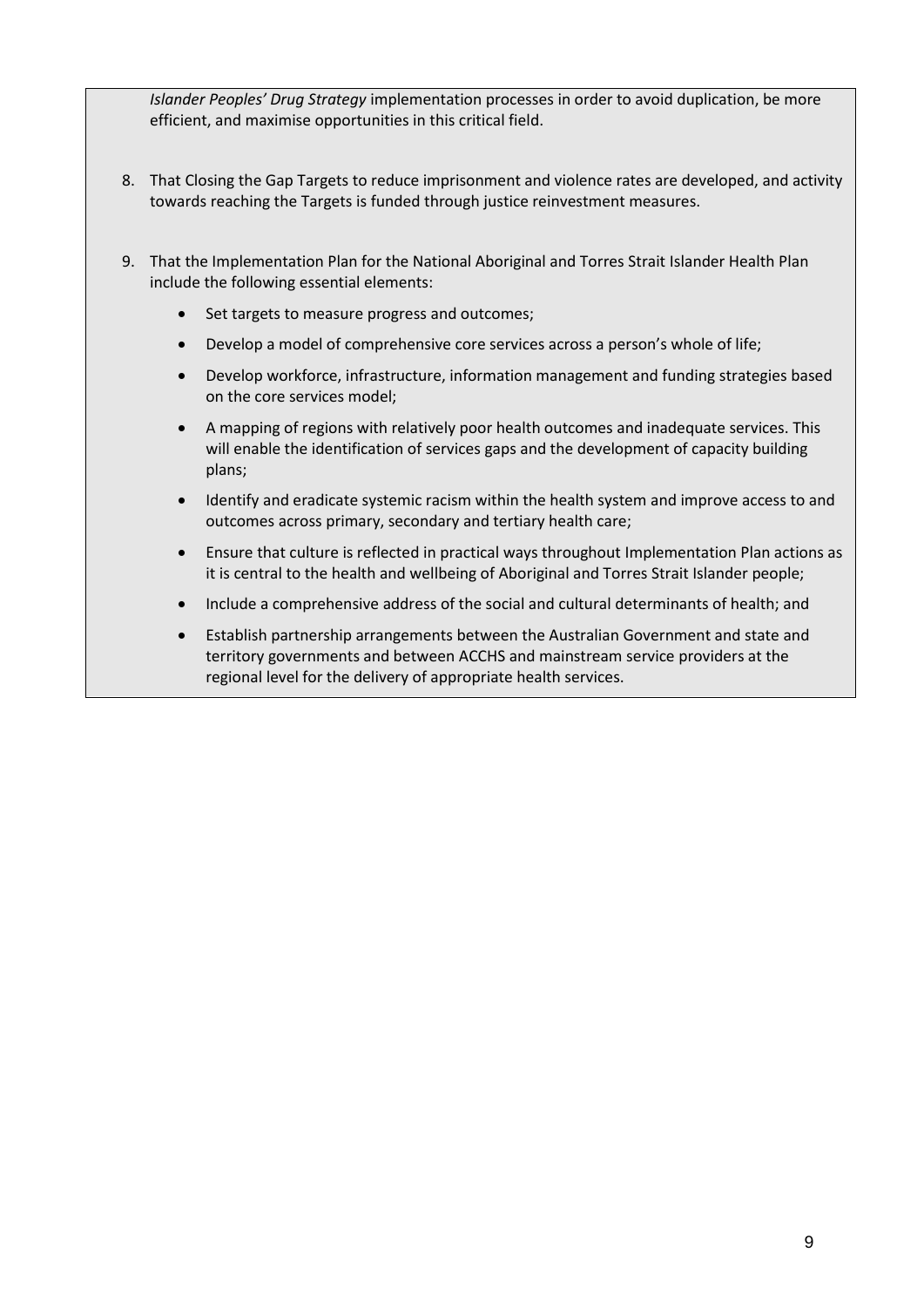*Islander Peoples' Drug Strategy* implementation processes in order to avoid duplication, be more efficient, and maximise opportunities in this critical field.

8. That Closing the Gap Targets to reduce imprisonment and violence rates are developed, and activity towards reaching the Targets is funded through justice reinvestment measures.

9. That the Implementation Plan for the National Aboriginal and Torres Strait Islander Health Plan include the following essential elements:

   - Set targets to measure progress and outcomes;
   - Develop a model of comprehensive core services across a person's whole of life;
   - Develop workforce, infrastructure, information management and funding strategies based on the core services model;
   - A mapping of regions with relatively poor health outcomes and inadequate services. This will enable the identification of services gaps and the development of capacity building plans;
   - Identify and eradicate systemic racism within the health system and improve access to and outcomes across primary, secondary and tertiary health care;
   - Ensure that culture is reflected in practical ways throughout Implementation Plan actions as it is central to the health and wellbeing of Aboriginal and Torres Strait Islander people;
   - Include a comprehensive address of the social and cultural determinants of health; and
   - Establish partnership arrangements between the Australian Government and state and territory governments and between ACCHS and mainstream service providers at the regional level for the delivery of appropriate health services.